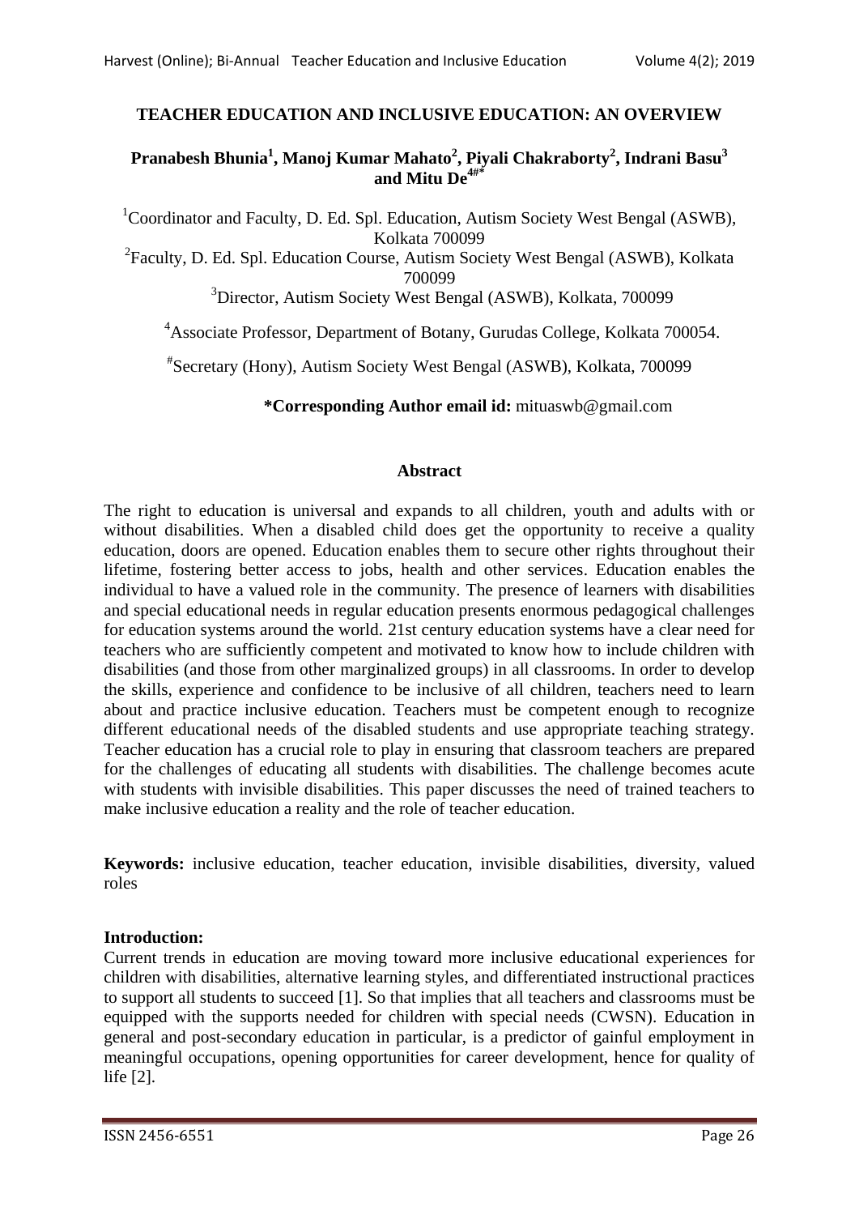# TEACHER EDUCATION AND INCLUSIVE EDUCATION: AN OVERVIEW

**Pranabesh Bhunia[1], Manoj Kumar Mahato[2], Piyali Chakraborty[2], Indrani Basu[3] and Mitu De[4#*]**

[1]Coordinator and Faculty, D. Ed. Spl. Education, Autism Society West Bengal (ASWB), Kolkata 700099

[2]Faculty, D. Ed. Spl. Education Course, Autism Society West Bengal (ASWB), Kolkata 700099

[3]Director, Autism Society West Bengal (ASWB), Kolkata, 700099

[4]Associate Professor, Department of Botany, Gurudas College, Kolkata 700054.

[#]Secretary (Hony), Autism Society West Bengal (ASWB), Kolkata, 700099

**\*Corresponding Author email id:** mituaswb@gmail.com

## Abstract

The right to education is universal and expands to all children, youth and adults with or without disabilities. When a disabled child does get the opportunity to receive a quality education, doors are opened. Education enables them to secure other rights throughout their lifetime, fostering better access to jobs, health and other services. Education enables the individual to have a valued role in the community. The presence of learners with disabilities and special educational needs in regular education presents enormous pedagogical challenges for education systems around the world. 21st century education systems have a clear need for teachers who are sufficiently competent and motivated to know how to include children with disabilities (and those from other marginalized groups) in all classrooms. In order to develop the skills, experience and confidence to be inclusive of all children, teachers need to learn about and practice inclusive education. Teachers must be competent enough to recognize different educational needs of the disabled students and use appropriate teaching strategy. Teacher education has a crucial role to play in ensuring that classroom teachers are prepared for the challenges of educating all students with disabilities. The challenge becomes acute with students with invisible disabilities. This paper discusses the need of trained teachers to make inclusive education a reality and the role of teacher education.

**Keywords:** inclusive education, teacher education, invisible disabilities, diversity, valued roles

## Introduction:

Current trends in education are moving toward more inclusive educational experiences for children with disabilities, alternative learning styles, and differentiated instructional practices to support all students to succeed [1]. So that implies that all teachers and classrooms must be equipped with the supports needed for children with special needs (CWSN). Education in general and post-secondary education in particular, is a predictor of gainful employment in meaningful occupations, opening opportunities for career development, hence for quality of life [2].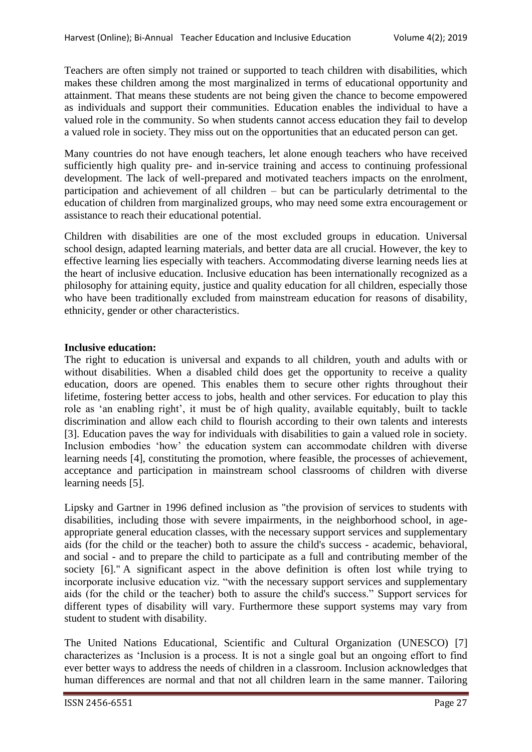Teachers are often simply not trained or supported to teach children with disabilities, which makes these children among the most marginalized in terms of educational opportunity and attainment. That means these students are not being given the chance to become empowered as individuals and support their communities. Education enables the individual to have a valued role in the community. So when students cannot access education they fail to develop a valued role in society. They miss out on the opportunities that an educated person can get.

Many countries do not have enough teachers, let alone enough teachers who have received sufficiently high quality pre- and in-service training and access to continuing professional development. The lack of well-prepared and motivated teachers impacts on the enrolment, participation and achievement of all children – but can be particularly detrimental to the education of children from marginalized groups, who may need some extra encouragement or assistance to reach their educational potential.

Children with disabilities are one of the most excluded groups in education. Universal school design, adapted learning materials, and better data are all crucial. However, the key to effective learning lies especially with teachers. Accommodating diverse learning needs lies at the heart of inclusive education. Inclusive education has been internationally recognized as a philosophy for attaining equity, justice and quality education for all children, especially those who have been traditionally excluded from mainstream education for reasons of disability, ethnicity, gender or other characteristics.

**Inclusive education:**

The right to education is universal and expands to all children, youth and adults with or without disabilities. When a disabled child does get the opportunity to receive a quality education, doors are opened. This enables them to secure other rights throughout their lifetime, fostering better access to jobs, health and other services. For education to play this role as 'an enabling right', it must be of high quality, available equitably, built to tackle discrimination and allow each child to flourish according to their own talents and interests [3]. Education paves the way for individuals with disabilities to gain a valued role in society. Inclusion embodies 'how' the education system can accommodate children with diverse learning needs [4], constituting the promotion, where feasible, the processes of achievement, acceptance and participation in mainstream school classrooms of children with diverse learning needs [5].

Lipsky and Gartner in 1996 defined inclusion as "the provision of services to students with disabilities, including those with severe impairments, in the neighborhood school, in age-appropriate general education classes, with the necessary support services and supplementary aids (for the child or the teacher) both to assure the child's success - academic, behavioral, and social - and to prepare the child to participate as a full and contributing member of the society [6]." A significant aspect in the above definition is often lost while trying to incorporate inclusive education viz. "with the necessary support services and supplementary aids (for the child or the teacher) both to assure the child's success." Support services for different types of disability will vary. Furthermore these support systems may vary from student to student with disability.

The United Nations Educational, Scientific and Cultural Organization (UNESCO) [7] characterizes as 'Inclusion is a process. It is not a single goal but an ongoing effort to find ever better ways to address the needs of children in a classroom. Inclusion acknowledges that human differences are normal and that not all children learn in the same manner. Tailoring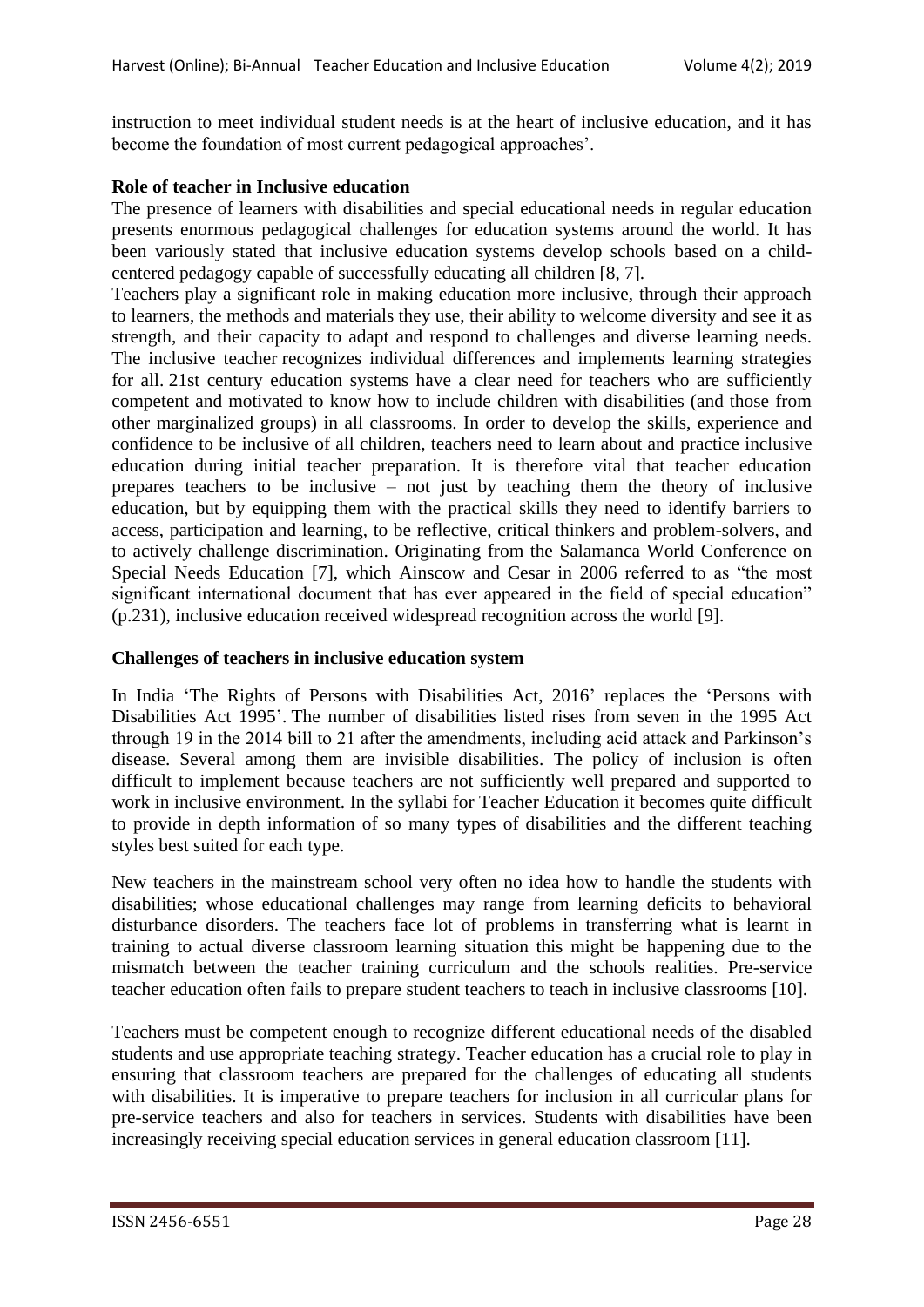instruction to meet individual student needs is at the heart of inclusive education, and it has become the foundation of most current pedagogical approaches'.

**Role of teacher in Inclusive education**

The presence of learners with disabilities and special educational needs in regular education presents enormous pedagogical challenges for education systems around the world. It has been variously stated that inclusive education systems develop schools based on a child-centered pedagogy capable of successfully educating all children [8, 7].

Teachers play a significant role in making education more inclusive, through their approach to learners, the methods and materials they use, their ability to welcome diversity and see it as strength, and their capacity to adapt and respond to challenges and diverse learning needs. The inclusive teacher recognizes individual differences and implements learning strategies for all. 21st century education systems have a clear need for teachers who are sufficiently competent and motivated to know how to include children with disabilities (and those from other marginalized groups) in all classrooms. In order to develop the skills, experience and confidence to be inclusive of all children, teachers need to learn about and practice inclusive education during initial teacher preparation. It is therefore vital that teacher education prepares teachers to be inclusive – not just by teaching them the theory of inclusive education, but by equipping them with the practical skills they need to identify barriers to access, participation and learning, to be reflective, critical thinkers and problem-solvers, and to actively challenge discrimination. Originating from the Salamanca World Conference on Special Needs Education [7], which Ainscow and Cesar in 2006 referred to as "the most significant international document that has ever appeared in the field of special education" (p.231), inclusive education received widespread recognition across the world [9].

**Challenges of teachers in inclusive education system**

In India 'The Rights of Persons with Disabilities Act, 2016' replaces the 'Persons with Disabilities Act 1995'. The number of disabilities listed rises from seven in the 1995 Act through 19 in the 2014 bill to 21 after the amendments, including acid attack and Parkinson's disease. Several among them are invisible disabilities. The policy of inclusion is often difficult to implement because teachers are not sufficiently well prepared and supported to work in inclusive environment. In the syllabi for Teacher Education it becomes quite difficult to provide in depth information of so many types of disabilities and the different teaching styles best suited for each type.

New teachers in the mainstream school very often no idea how to handle the students with disabilities; whose educational challenges may range from learning deficits to behavioral disturbance disorders. The teachers face lot of problems in transferring what is learnt in training to actual diverse classroom learning situation this might be happening due to the mismatch between the teacher training curriculum and the schools realities. Pre-service teacher education often fails to prepare student teachers to teach in inclusive classrooms [10].

Teachers must be competent enough to recognize different educational needs of the disabled students and use appropriate teaching strategy. Teacher education has a crucial role to play in ensuring that classroom teachers are prepared for the challenges of educating all students with disabilities. It is imperative to prepare teachers for inclusion in all curricular plans for pre-service teachers and also for teachers in services. Students with disabilities have been increasingly receiving special education services in general education classroom [11].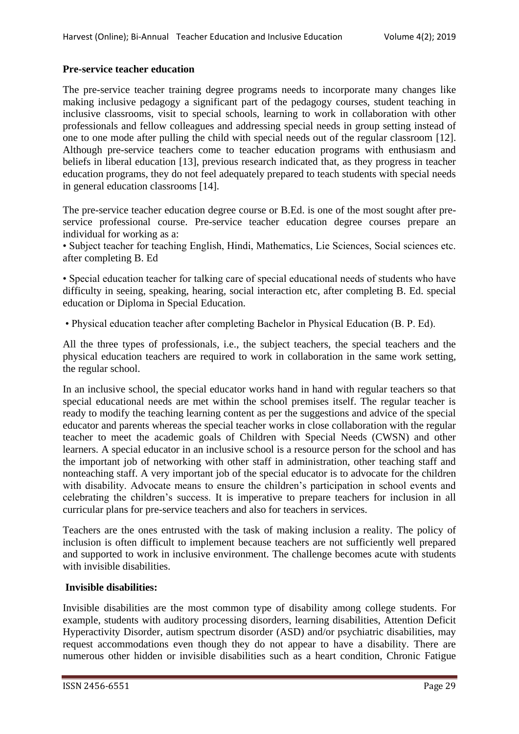**Pre-service teacher education**

The pre-service teacher training degree programs needs to incorporate many changes like making inclusive pedagogy a significant part of the pedagogy courses, student teaching in inclusive classrooms, visit to special schools, learning to work in collaboration with other professionals and fellow colleagues and addressing special needs in group setting instead of one to one mode after pulling the child with special needs out of the regular classroom [12]. Although pre-service teachers come to teacher education programs with enthusiasm and beliefs in liberal education [13], previous research indicated that, as they progress in teacher education programs, they do not feel adequately prepared to teach students with special needs in general education classrooms [14].

The pre-service teacher education degree course or B.Ed. is one of the most sought after pre-service professional course. Pre-service teacher education degree courses prepare an individual for working as a:

• Subject teacher for teaching English, Hindi, Mathematics, Lie Sciences, Social sciences etc. after completing B. Ed

• Special education teacher for talking care of special educational needs of students who have difficulty in seeing, speaking, hearing, social interaction etc, after completing B. Ed. special education or Diploma in Special Education.

• Physical education teacher after completing Bachelor in Physical Education (B. P. Ed).

All the three types of professionals, i.e., the subject teachers, the special teachers and the physical education teachers are required to work in collaboration in the same work setting, the regular school.

In an inclusive school, the special educator works hand in hand with regular teachers so that special educational needs are met within the school premises itself. The regular teacher is ready to modify the teaching learning content as per the suggestions and advice of the special educator and parents whereas the special teacher works in close collaboration with the regular teacher to meet the academic goals of Children with Special Needs (CWSN) and other learners. A special educator in an inclusive school is a resource person for the school and has the important job of networking with other staff in administration, other teaching staff and nonteaching staff. A very important job of the special educator is to advocate for the children with disability. Advocate means to ensure the children's participation in school events and celebrating the children's success. It is imperative to prepare teachers for inclusion in all curricular plans for pre-service teachers and also for teachers in services.

Teachers are the ones entrusted with the task of making inclusion a reality. The policy of inclusion is often difficult to implement because teachers are not sufficiently well prepared and supported to work in inclusive environment. The challenge becomes acute with students with invisible disabilities.

**Invisible disabilities:**

Invisible disabilities are the most common type of disability among college students. For example, students with auditory processing disorders, learning disabilities, Attention Deficit Hyperactivity Disorder, autism spectrum disorder (ASD) and/or psychiatric disabilities, may request accommodations even though they do not appear to have a disability. There are numerous other hidden or invisible disabilities such as a heart condition, Chronic Fatigue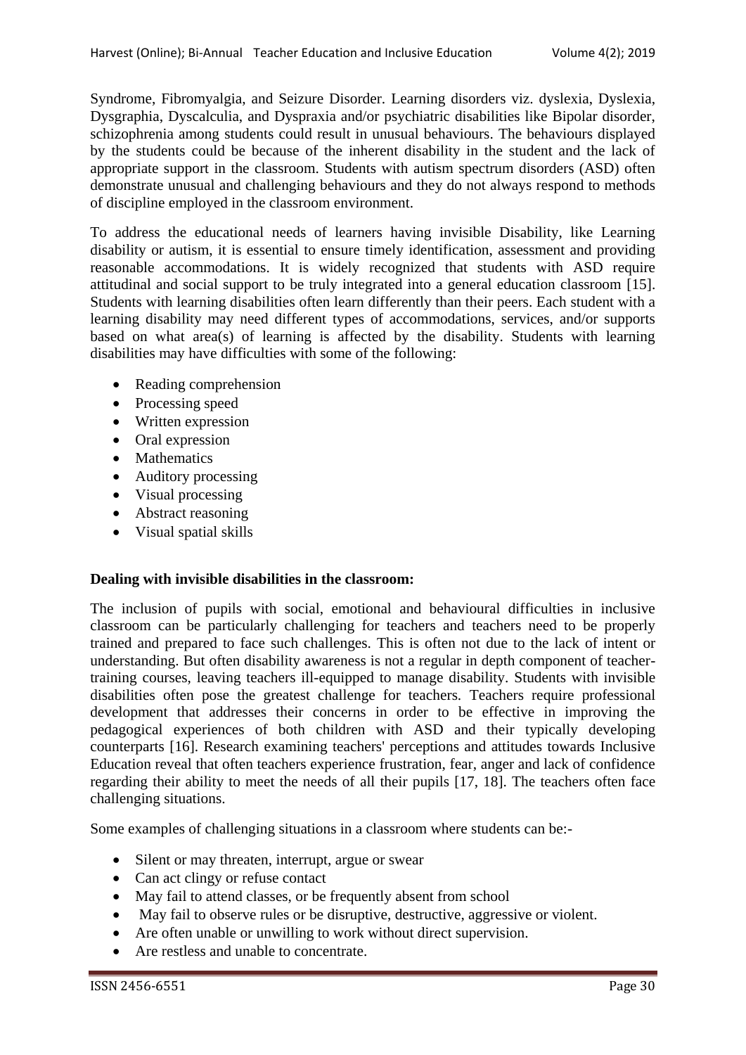Syndrome, Fibromyalgia, and Seizure Disorder. Learning disorders viz. dyslexia, Dyslexia, Dysgraphia, Dyscalculia, and Dyspraxia and/or psychiatric disabilities like Bipolar disorder, schizophrenia among students could result in unusual behaviours. The behaviours displayed by the students could be because of the inherent disability in the student and the lack of appropriate support in the classroom. Students with autism spectrum disorders (ASD) often demonstrate unusual and challenging behaviours and they do not always respond to methods of discipline employed in the classroom environment.

To address the educational needs of learners having invisible Disability, like Learning disability or autism, it is essential to ensure timely identification, assessment and providing reasonable accommodations. It is widely recognized that students with ASD require attitudinal and social support to be truly integrated into a general education classroom [15]. Students with learning disabilities often learn differently than their peers. Each student with a learning disability may need different types of accommodations, services, and/or supports based on what area(s) of learning is affected by the disability. Students with learning disabilities may have difficulties with some of the following:

- Reading comprehension
- Processing speed
- Written expression
- Oral expression
- Mathematics
- Auditory processing
- Visual processing
- Abstract reasoning
- Visual spatial skills

**Dealing with invisible disabilities in the classroom:**

The inclusion of pupils with social, emotional and behavioural difficulties in inclusive classroom can be particularly challenging for teachers and teachers need to be properly trained and prepared to face such challenges. This is often not due to the lack of intent or understanding. But often disability awareness is not a regular in depth component of teacher-training courses, leaving teachers ill-equipped to manage disability. Students with invisible disabilities often pose the greatest challenge for teachers. Teachers require professional development that addresses their concerns in order to be effective in improving the pedagogical experiences of both children with ASD and their typically developing counterparts [16]. Research examining teachers' perceptions and attitudes towards Inclusive Education reveal that often teachers experience frustration, fear, anger and lack of confidence regarding their ability to meet the needs of all their pupils [17, 18]. The teachers often face challenging situations.

Some examples of challenging situations in a classroom where students can be:-

- Silent or may threaten, interrupt, argue or swear
- Can act clingy or refuse contact
- May fail to attend classes, or be frequently absent from school
- May fail to observe rules or be disruptive, destructive, aggressive or violent.
- Are often unable or unwilling to work without direct supervision.
- Are restless and unable to concentrate.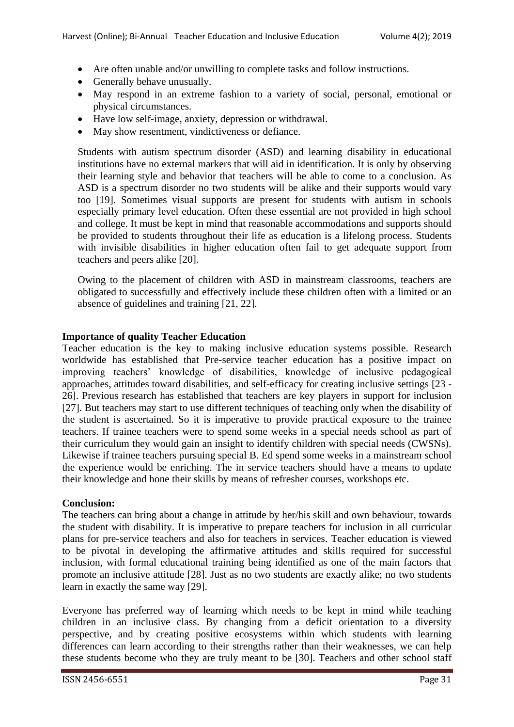- Are often unable and/or unwilling to complete tasks and follow instructions.
- Generally behave unusually.
- May respond in an extreme fashion to a variety of social, personal, emotional or physical circumstances.
- Have low self-image, anxiety, depression or withdrawal.
- May show resentment, vindictiveness or defiance.

Students with autism spectrum disorder (ASD) and learning disability in educational institutions have no external markers that will aid in identification. It is only by observing their learning style and behavior that teachers will be able to come to a conclusion. As ASD is a spectrum disorder no two students will be alike and their supports would vary too [19]. Sometimes visual supports are present for students with autism in schools especially primary level education. Often these essential are not provided in high school and college. It must be kept in mind that reasonable accommodations and supports should be provided to students throughout their life as education is a lifelong process. Students with invisible disabilities in higher education often fail to get adequate support from teachers and peers alike [20].

Owing to the placement of children with ASD in mainstream classrooms, teachers are obligated to successfully and effectively include these children often with a limited or an absence of guidelines and training [21, 22].

**Importance of quality Teacher Education**

Teacher education is the key to making inclusive education systems possible. Research worldwide has established that Pre-service teacher education has a positive impact on improving teachers' knowledge of disabilities, knowledge of inclusive pedagogical approaches, attitudes toward disabilities, and self-efficacy for creating inclusive settings [23 - 26]. Previous research has established that teachers are key players in support for inclusion [27]. But teachers may start to use different techniques of teaching only when the disability of the student is ascertained. So it is imperative to provide practical exposure to the trainee teachers. If trainee teachers were to spend some weeks in a special needs school as part of their curriculum they would gain an insight to identify children with special needs (CWSNs). Likewise if trainee teachers pursuing special B. Ed spend some weeks in a mainstream school the experience would be enriching. The in service teachers should have a means to update their knowledge and hone their skills by means of refresher courses, workshops etc.

**Conclusion:**

The teachers can bring about a change in attitude by her/his skill and own behaviour, towards the student with disability. It is imperative to prepare teachers for inclusion in all curricular plans for pre-service teachers and also for teachers in services. Teacher education is viewed to be pivotal in developing the affirmative attitudes and skills required for successful inclusion, with formal educational training being identified as one of the main factors that promote an inclusive attitude [28]. Just as no two students are exactly alike; no two students learn in exactly the same way [29].

Everyone has preferred way of learning which needs to be kept in mind while teaching children in an inclusive class. By changing from a deficit orientation to a diversity perspective, and by creating positive ecosystems within which students with learning differences can learn according to their strengths rather than their weaknesses, we can help these students become who they are truly meant to be [30]. Teachers and other school staff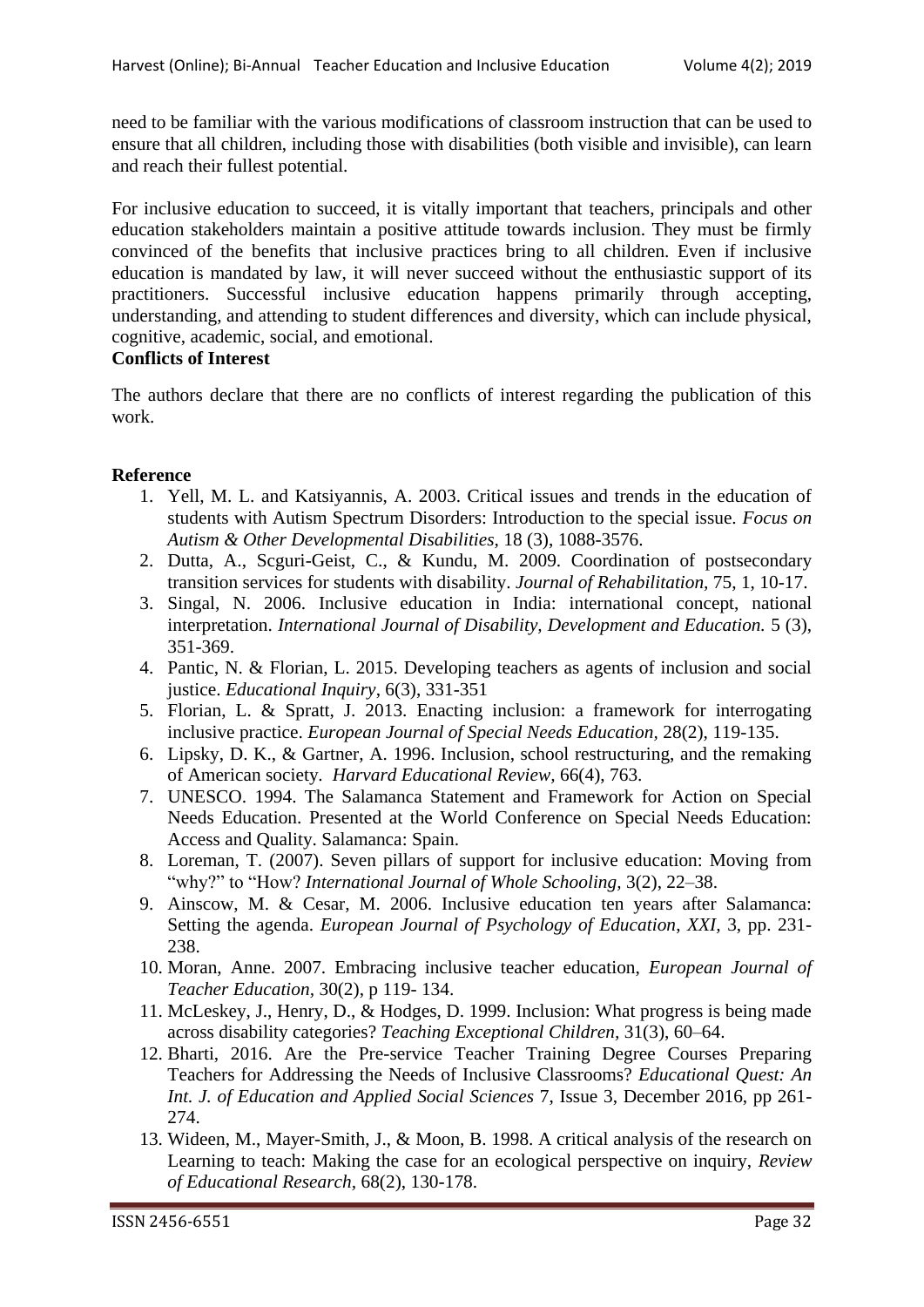need to be familiar with the various modifications of classroom instruction that can be used to ensure that all children, including those with disabilities (both visible and invisible), can learn and reach their fullest potential.

For inclusive education to succeed, it is vitally important that teachers, principals and other education stakeholders maintain a positive attitude towards inclusion. They must be firmly convinced of the benefits that inclusive practices bring to all children. Even if inclusive education is mandated by law, it will never succeed without the enthusiastic support of its practitioners. Successful inclusive education happens primarily through accepting, understanding, and attending to student differences and diversity, which can include physical, cognitive, academic, social, and emotional.

**Conflicts of Interest**

The authors declare that there are no conflicts of interest regarding the publication of this work.

**Reference**

1. Yell, M. L. and Katsiyannis, A. 2003. Critical issues and trends in the education of students with Autism Spectrum Disorders: Introduction to the special issue. *Focus on Autism & Other Developmental Disabilities*, 18 (3), 1088-3576.
2. Dutta, A., Scguri-Geist, C., & Kundu, M. 2009. Coordination of postsecondary transition services for students with disability. *Journal of Rehabilitation,* 75, 1, 10-17.
3. Singal, N. 2006. Inclusive education in India: international concept, national interpretation. *International Journal of Disability, Development and Education.* 5 (3), 351-369.
4. Pantic, N. & Florian, L. 2015. Developing teachers as agents of inclusion and social justice. *Educational Inquiry*, 6(3), 331-351
5. Florian, L. & Spratt, J. 2013. Enacting inclusion: a framework for interrogating inclusive practice. *European Journal of Special Needs Education,* 28(2), 119-135.
6. Lipsky, D. K., & Gartner, A. 1996. Inclusion, school restructuring, and the remaking of American society. *Harvard Educational Review,* 66(4), 763.
7. UNESCO. 1994. The Salamanca Statement and Framework for Action on Special Needs Education. Presented at the World Conference on Special Needs Education: Access and Quality. Salamanca: Spain.
8. Loreman, T. (2007). Seven pillars of support for inclusive education: Moving from "why?" to "How? *International Journal of Whole Schooling,* 3(2), 22–38.
9. Ainscow, M. & Cesar, M. 2006. Inclusive education ten years after Salamanca: Setting the agenda. *European Journal of Psychology of Education*, *XXI*, 3, pp. 231-238.
10. Moran, Anne. 2007. Embracing inclusive teacher education, *European Journal of Teacher Education,* 30(2), p 119- 134.
11. McLeskey, J., Henry, D., & Hodges, D. 1999. Inclusion: What progress is being made across disability categories? *Teaching Exceptional Children,* 31(3), 60–64.
12. Bharti, 2016. Are the Pre-service Teacher Training Degree Courses Preparing Teachers for Addressing the Needs of Inclusive Classrooms? *Educational Quest: An Int. J. of Education and Applied Social Sciences* 7, Issue 3, December 2016, pp 261-274.
13. Wideen, M., Mayer-Smith, J., & Moon, B. 1998. A critical analysis of the research on Learning to teach: Making the case for an ecological perspective on inquiry, *Review of Educational Research,* 68(2), 130-178.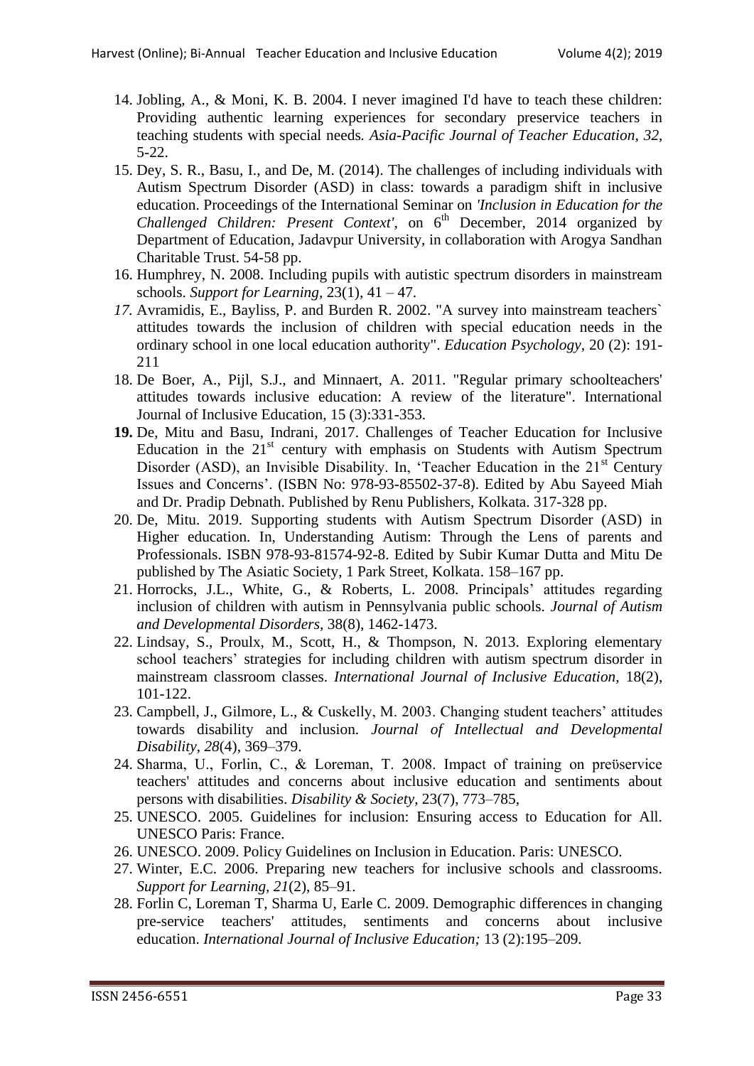14. Jobling, A., & Moni, K. B. 2004. I never imagined I'd have to teach these children: Providing authentic learning experiences for secondary preservice teachers in teaching students with special needs*. Asia-Pacific Journal of Teacher Education, 32*, 5-22.
15. Dey, S. R., Basu, I., and De, M. (2014). The challenges of including individuals with Autism Spectrum Disorder (ASD) in class: towards a paradigm shift in inclusive education. Proceedings of the International Seminar on *'Inclusion in Education for the Challenged Children: Present Context'*, on 6th December, 2014 organized by Department of Education, Jadavpur University, in collaboration with Arogya Sandhan Charitable Trust. 54-58 pp.
16. Humphrey, N. 2008. Including pupils with autistic spectrum disorders in mainstream schools. *Support for Learning*, 23(1), 41 – 47.
17. Avramidis, E., Bayliss, P. and Burden R. 2002. "A survey into mainstream teachers` attitudes towards the inclusion of children with special education needs in the ordinary school in one local education authority". *Education Psychology,* 20 (2): 191-211
18. De Boer, A., Pijl, S.J., and Minnaert, A. 2011. "Regular primary schoolteachers' attitudes towards inclusive education: A review of the literature". International Journal of Inclusive Education, 15 (3):331-353.
19. De, Mitu and Basu, Indrani, 2017. Challenges of Teacher Education for Inclusive Education in the 21st century with emphasis on Students with Autism Spectrum Disorder (ASD), an Invisible Disability. In, 'Teacher Education in the 21st Century Issues and Concerns'. (ISBN No: 978-93-85502-37-8). Edited by Abu Sayeed Miah and Dr. Pradip Debnath. Published by Renu Publishers, Kolkata. 317-328 pp.
20. De, Mitu. 2019. Supporting students with Autism Spectrum Disorder (ASD) in Higher education. In, Understanding Autism: Through the Lens of parents and Professionals. ISBN 978-93-81574-92-8. Edited by Subir Kumar Dutta and Mitu De published by The Asiatic Society, 1 Park Street, Kolkata. 158–167 pp.
21. Horrocks, J.L., White, G., & Roberts, L. 2008. Principals' attitudes regarding inclusion of children with autism in Pennsylvania public schools. *Journal of Autism and Developmental Disorders*, 38(8), 1462-1473.
22. Lindsay, S., Proulx, M., Scott, H., & Thompson, N. 2013. Exploring elementary school teachers' strategies for including children with autism spectrum disorder in mainstream classroom classes. *International Journal of Inclusive Education,* 18(2), 101-122.
23. Campbell, J., Gilmore, L., & Cuskelly, M. 2003. Changing student teachers' attitudes towards disability and inclusion. *Journal of Intellectual and Developmental Disability*, *28*(4), 369–379.
24. Sharma, U., Forlin, C., & Loreman, T. 2008. Impact of training on preϋservice teachers' attitudes and concerns about inclusive education and sentiments about persons with disabilities. *Disability & Society*, 23(7), 773–785,
25. UNESCO. 2005. Guidelines for inclusion: Ensuring access to Education for All. UNESCO Paris: France.
26. UNESCO. 2009. Policy Guidelines on Inclusion in Education. Paris: UNESCO.
27. Winter, E.C. 2006. Preparing new teachers for inclusive schools and classrooms. *Support for Learning, 21*(2), 85–91.
28. Forlin C, Loreman T, Sharma U, Earle C. 2009. Demographic differences in changing pre-service teachers' attitudes, sentiments and concerns about inclusive education. *International Journal of Inclusive Education;* 13 (2):195–209.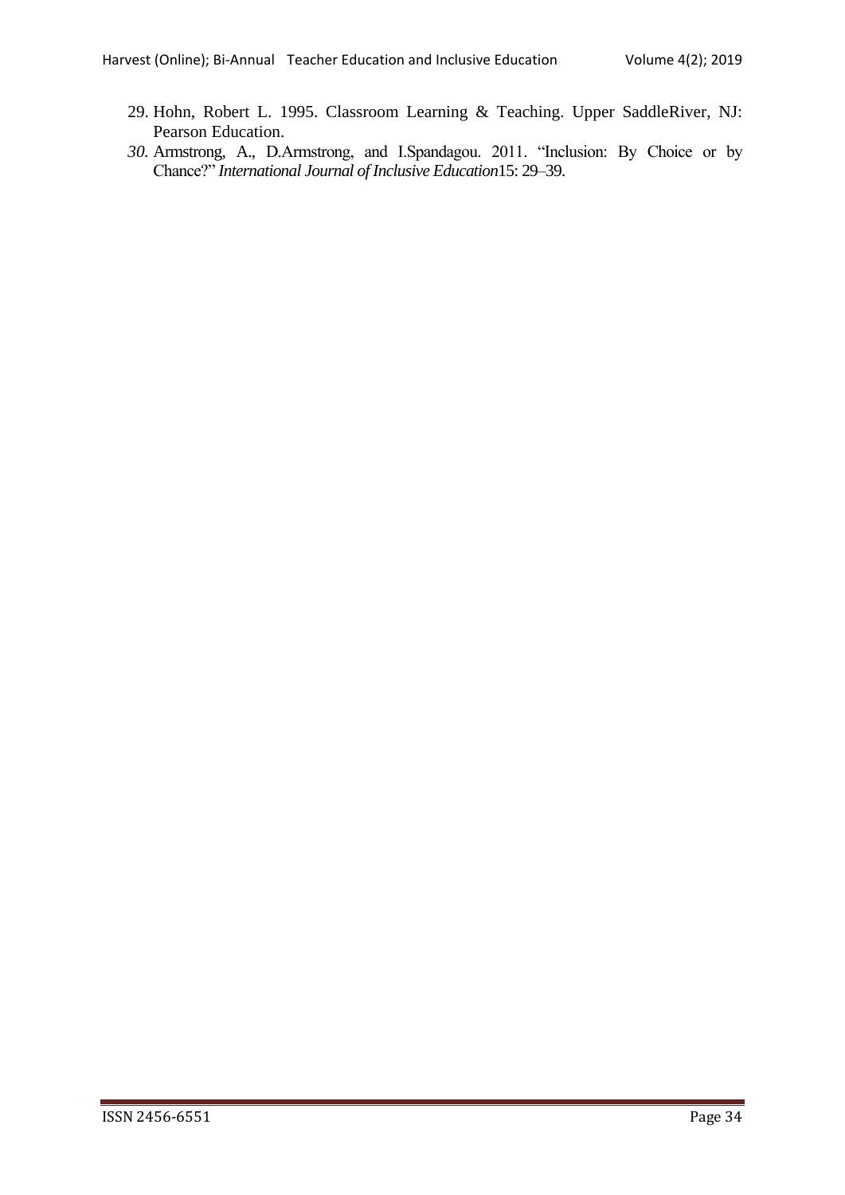29. Hohn, Robert L. 1995. Classroom Learning & Teaching. Upper SaddleRiver, NJ: Pearson Education.
30. Armstrong, A., D.Armstrong, and I.Spandagou. 2011. "Inclusion: By Choice or by Chance?" *International Journal of Inclusive Education*15: 29–39.